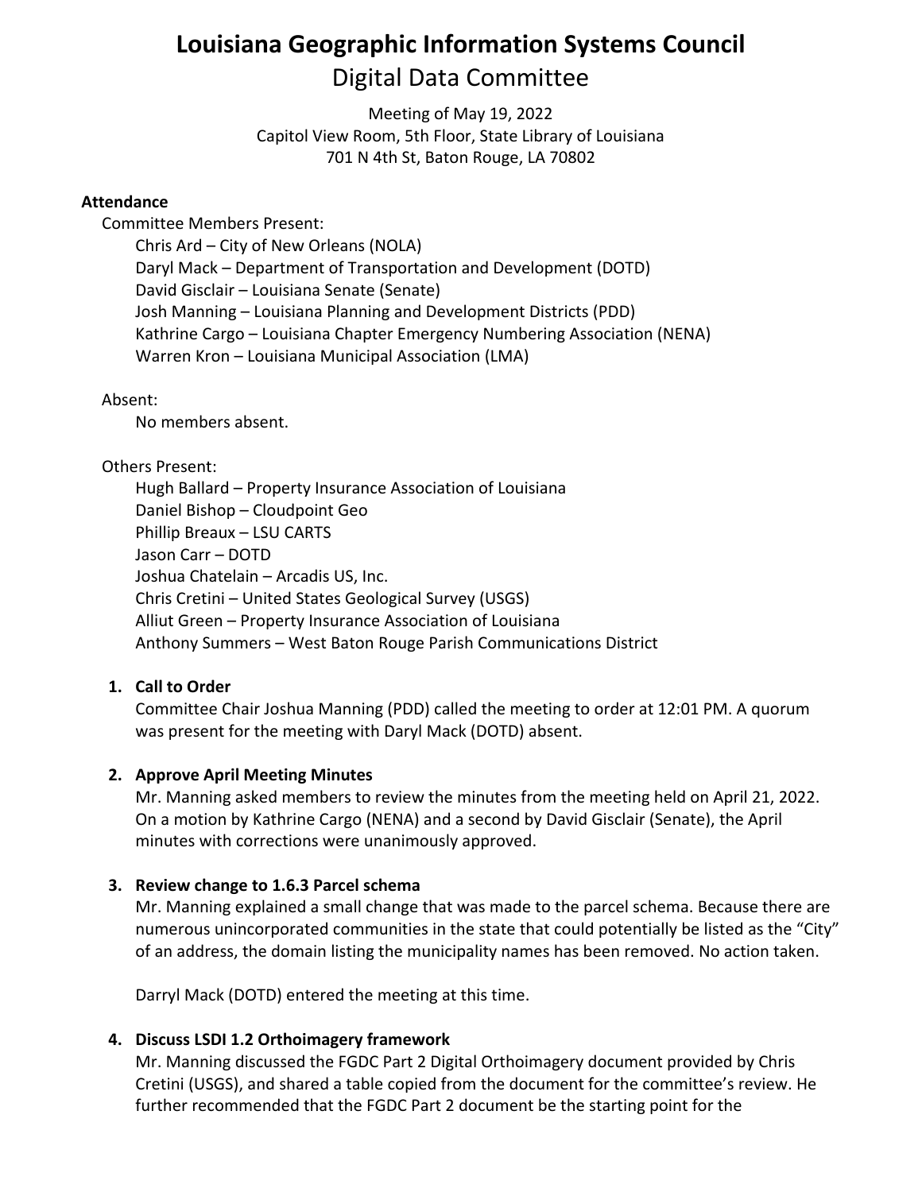# Louisiana Geographic Information Systems Council

## Digital Data Committee

Meeting of May 19, 2022
Capitol View Room, 5th Floor, State Library of Louisiana
701 N 4th St, Baton Rouge, LA 70802

**Attendance**

Committee Members Present:

- Chris Ard – City of New Orleans (NOLA)
- Daryl Mack – Department of Transportation and Development (DOTD)
- David Gisclair – Louisiana Senate (Senate)
- Josh Manning – Louisiana Planning and Development Districts (PDD)
- Kathrine Cargo – Louisiana Chapter Emergency Numbering Association (NENA)
- Warren Kron – Louisiana Municipal Association (LMA)

Absent:

- No members absent.

Others Present:

- Hugh Ballard – Property Insurance Association of Louisiana
- Daniel Bishop – Cloudpoint Geo
- Phillip Breaux – LSU CARTS
- Jason Carr – DOTD
- Joshua Chatelain – Arcadis US, Inc.
- Chris Cretini – United States Geological Survey (USGS)
- Alliut Green – Property Insurance Association of Louisiana
- Anthony Summers – West Baton Rouge Parish Communications District

1. **Call to Order**
   Committee Chair Joshua Manning (PDD) called the meeting to order at 12:01 PM. A quorum was present for the meeting with Daryl Mack (DOTD) absent.

2. **Approve April Meeting Minutes**
   Mr. Manning asked members to review the minutes from the meeting held on April 21, 2022. On a motion by Kathrine Cargo (NENA) and a second by David Gisclair (Senate), the April minutes with corrections were unanimously approved.

3. **Review change to 1.6.3 Parcel schema**
   Mr. Manning explained a small change that was made to the parcel schema. Because there are numerous unincorporated communities in the state that could potentially be listed as the "City" of an address, the domain listing the municipality names has been removed. No action taken.

   Darryl Mack (DOTD) entered the meeting at this time.

4. **Discuss LSDI 1.2 Orthoimagery framework**
   Mr. Manning discussed the FGDC Part 2 Digital Orthoimagery document provided by Chris Cretini (USGS), and shared a table copied from the document for the committee's review. He further recommended that the FGDC Part 2 document be the starting point for the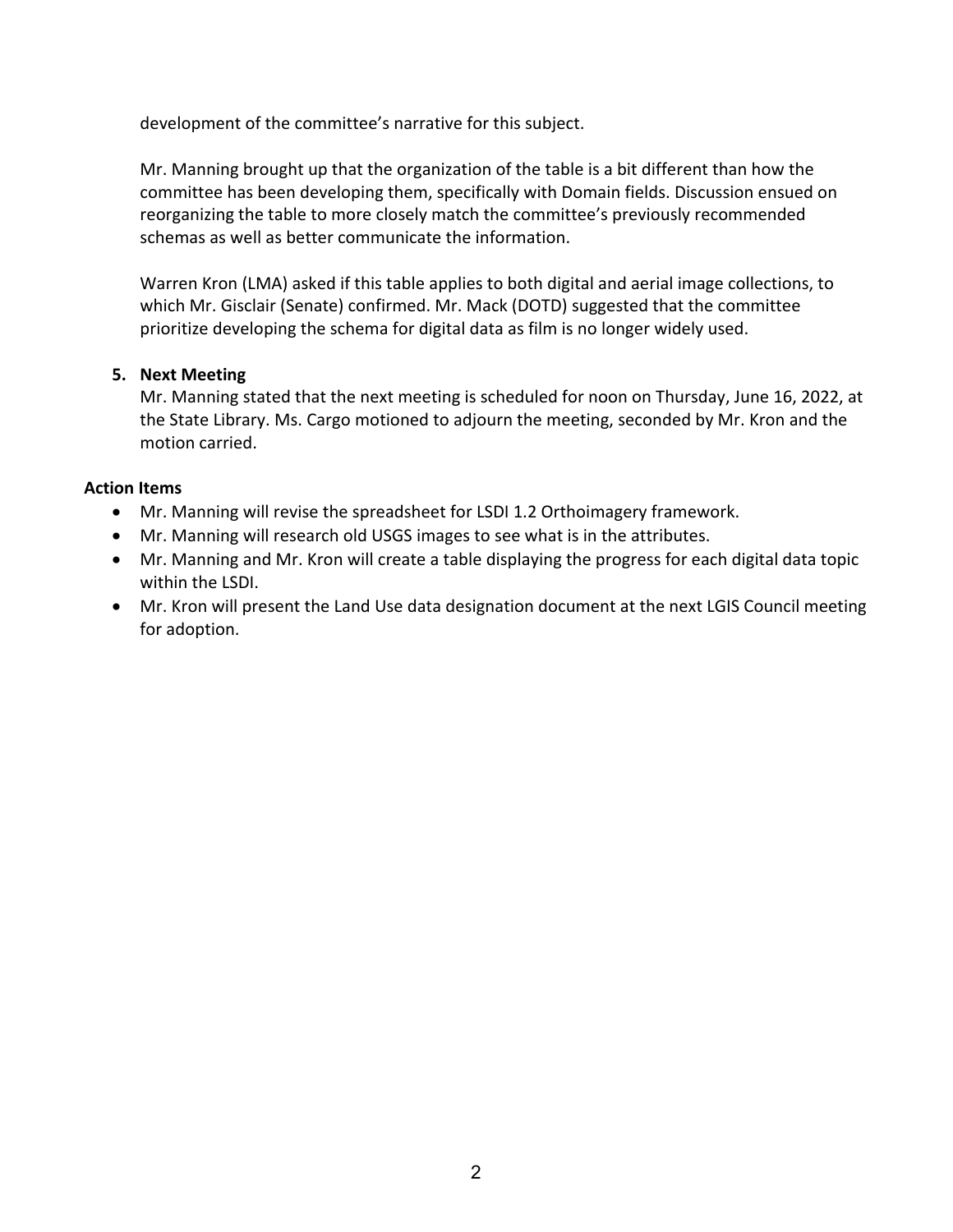development of the committee's narrative for this subject.

Mr. Manning brought up that the organization of the table is a bit different than how the committee has been developing them, specifically with Domain fields. Discussion ensued on reorganizing the table to more closely match the committee's previously recommended schemas as well as better communicate the information.

Warren Kron (LMA) asked if this table applies to both digital and aerial image collections, to which Mr. Gisclair (Senate) confirmed. Mr. Mack (DOTD) suggested that the committee prioritize developing the schema for digital data as film is no longer widely used.

5. **Next Meeting**
   Mr. Manning stated that the next meeting is scheduled for noon on Thursday, June 16, 2022, at the State Library. Ms. Cargo motioned to adjourn the meeting, seconded by Mr. Kron and the motion carried.

**Action Items**

- Mr. Manning will revise the spreadsheet for LSDI 1.2 Orthoimagery framework.
- Mr. Manning will research old USGS images to see what is in the attributes.
- Mr. Manning and Mr. Kron will create a table displaying the progress for each digital data topic within the LSDI.
- Mr. Kron will present the Land Use data designation document at the next LGIS Council meeting for adoption.